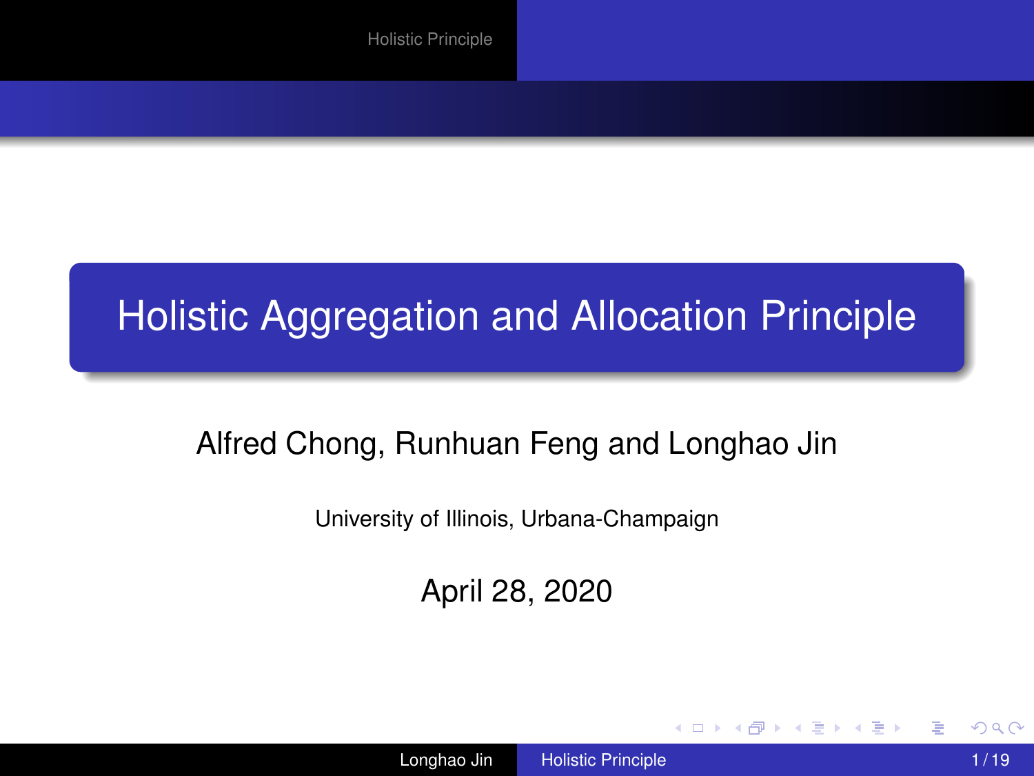# Holistic Aggregation and Allocation Principle

Alfred Chong, Runhuan Feng and Longhao Jin

University of Illinois, Urbana-Champaign

April 28, 2020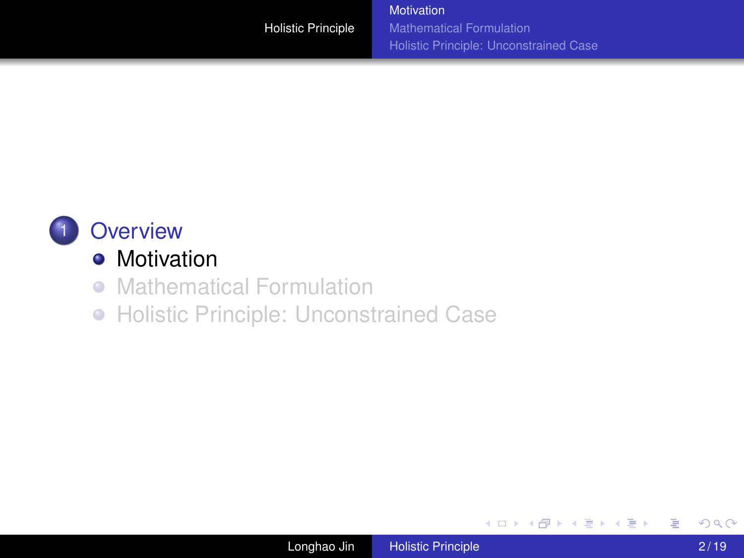1. Overview
   - Motivation
   - Mathematical Formulation
   - Holistic Principle: Unconstrained Case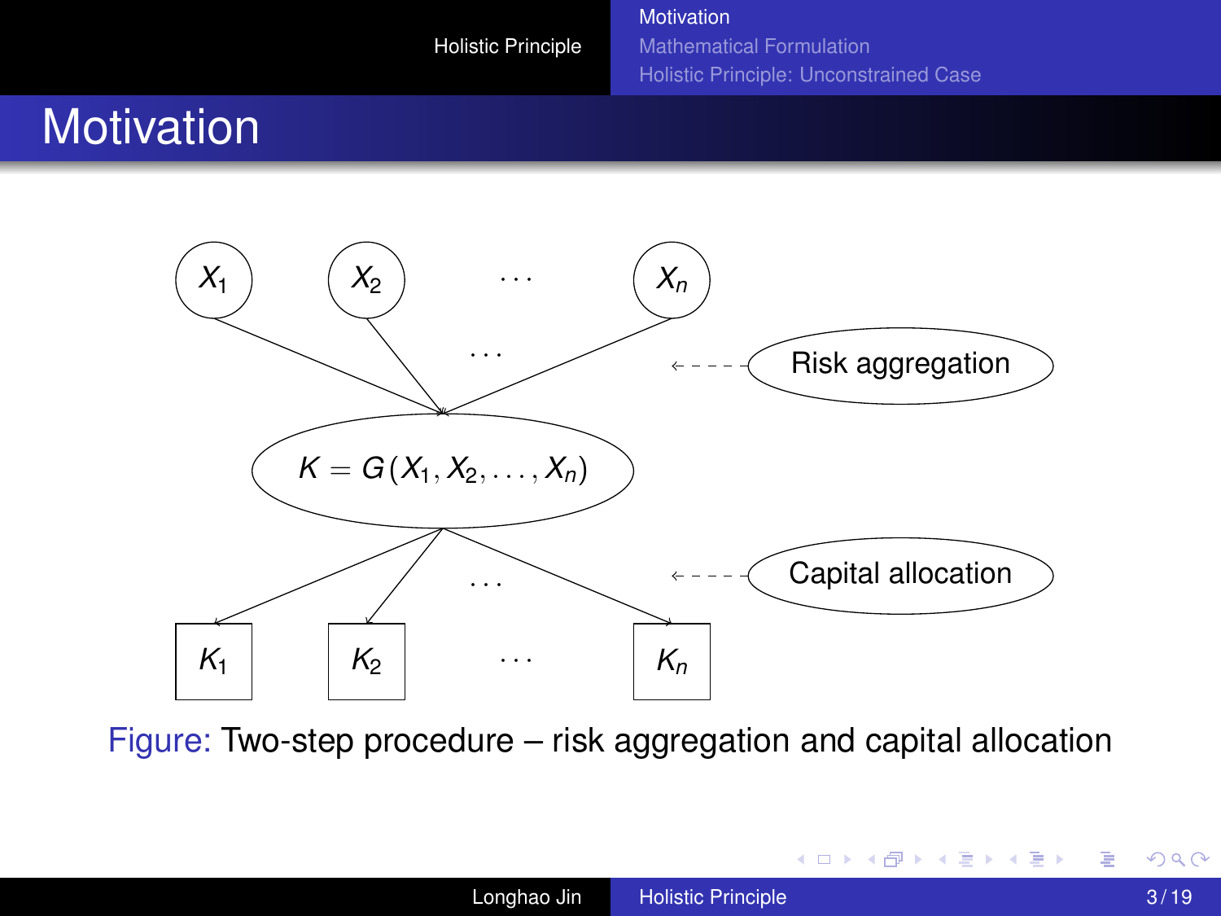# Motivation

$X_1$ $X_2$ $\cdots$ $X_n$

Risk aggregation

$$K = G(X_1, X_2, \ldots, X_n)$$

Capital allocation

$K_1$ $K_2$ $\cdots$ $K_n$

Figure: Two-step procedure – risk aggregation and capital allocation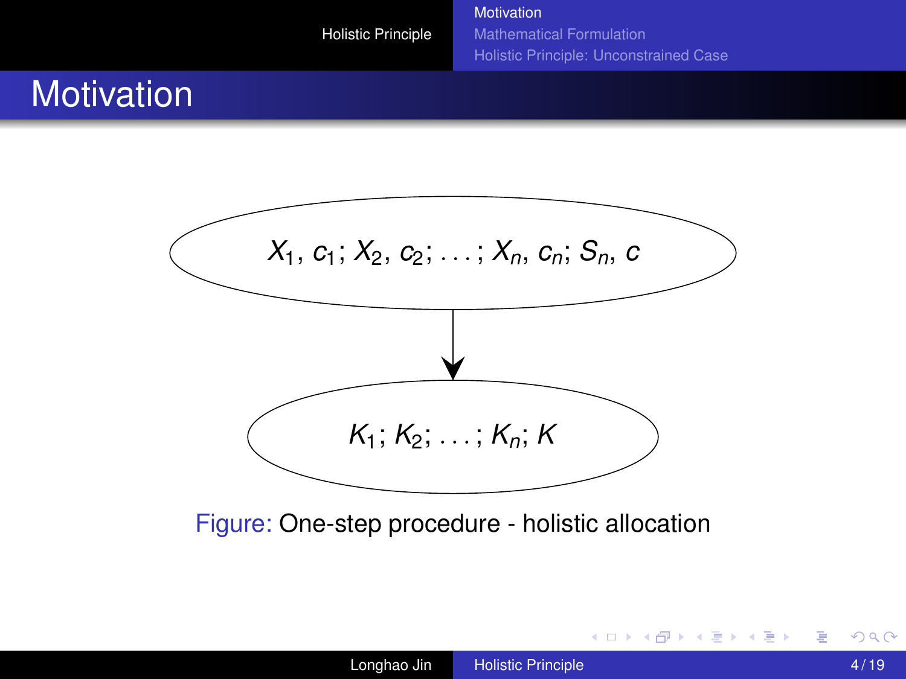# Motivation

$$X_1, c_1; X_2, c_2; \ldots; X_n, c_n; S_n, c$$

$$\downarrow$$

$$K_1; K_2; \ldots; K_n; K$$

Figure: One-step procedure - holistic allocation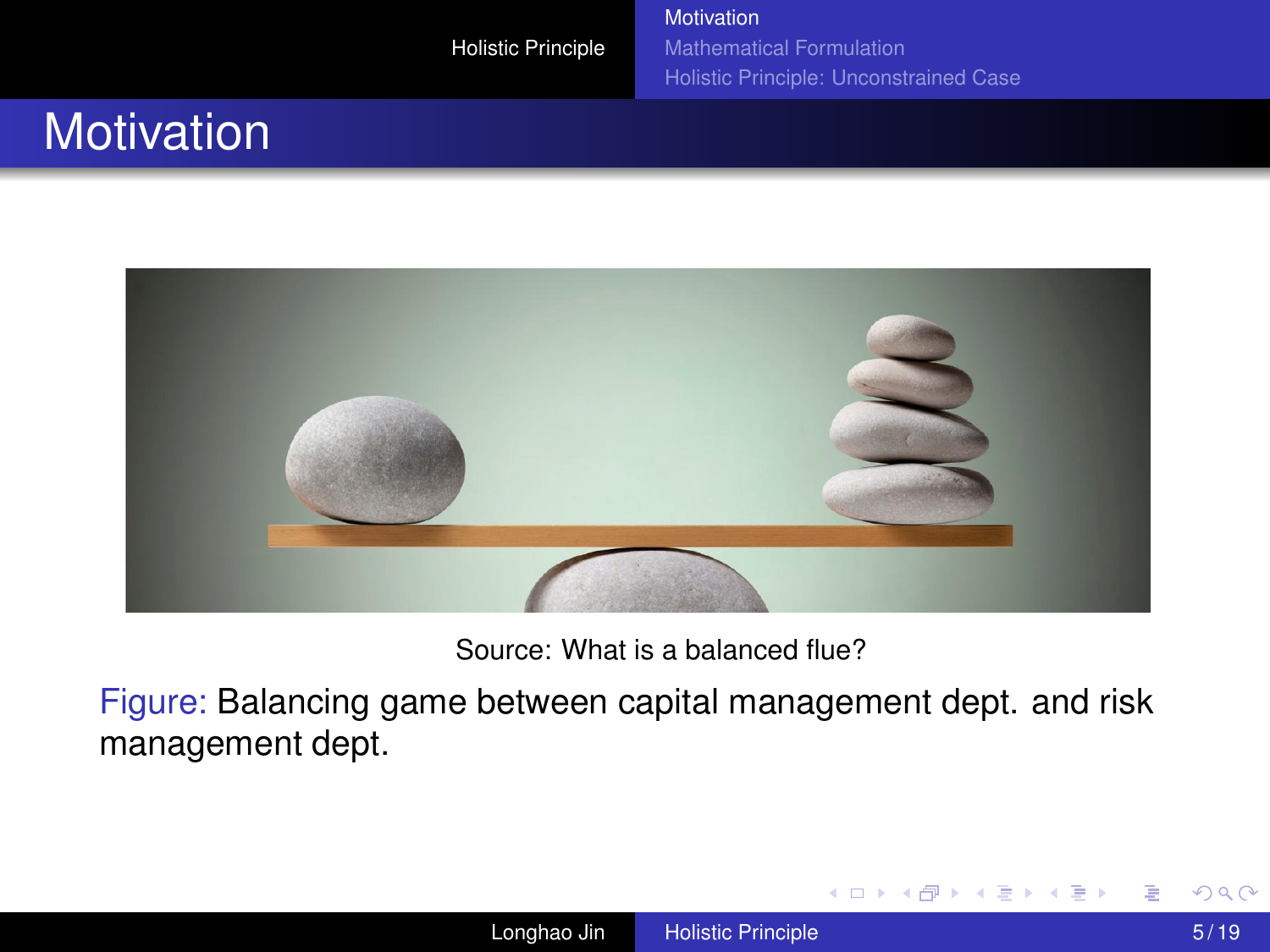# Motivation

Source: What is a balanced flue?

Figure: Balancing game between capital management dept. and risk management dept.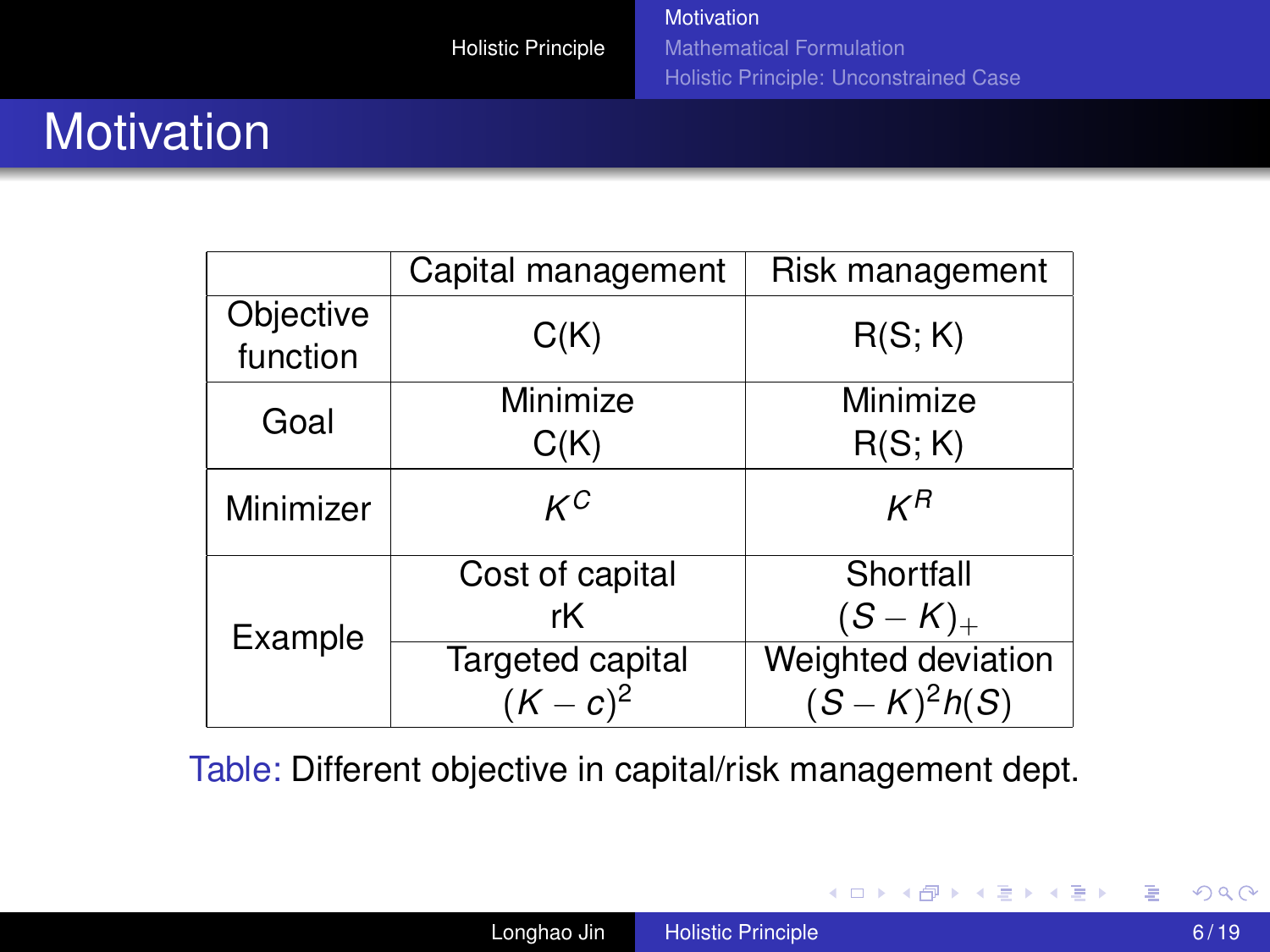# Motivation

| | Capital management | Risk management |
|---|---|---|
| Objective function | C(K) | R(S; K) |
| Goal | Minimize C(K) | Minimize R(S; K) |
| Minimizer | $K^C$ | $K^R$ |
| Example | Cost of capital rK | Shortfall $(S-K)_+$ |
| | Targeted capital $(K-c)^2$ | Weighted deviation $(S-K)^2 h(S)$ |

Table: Different objective in capital/risk management dept.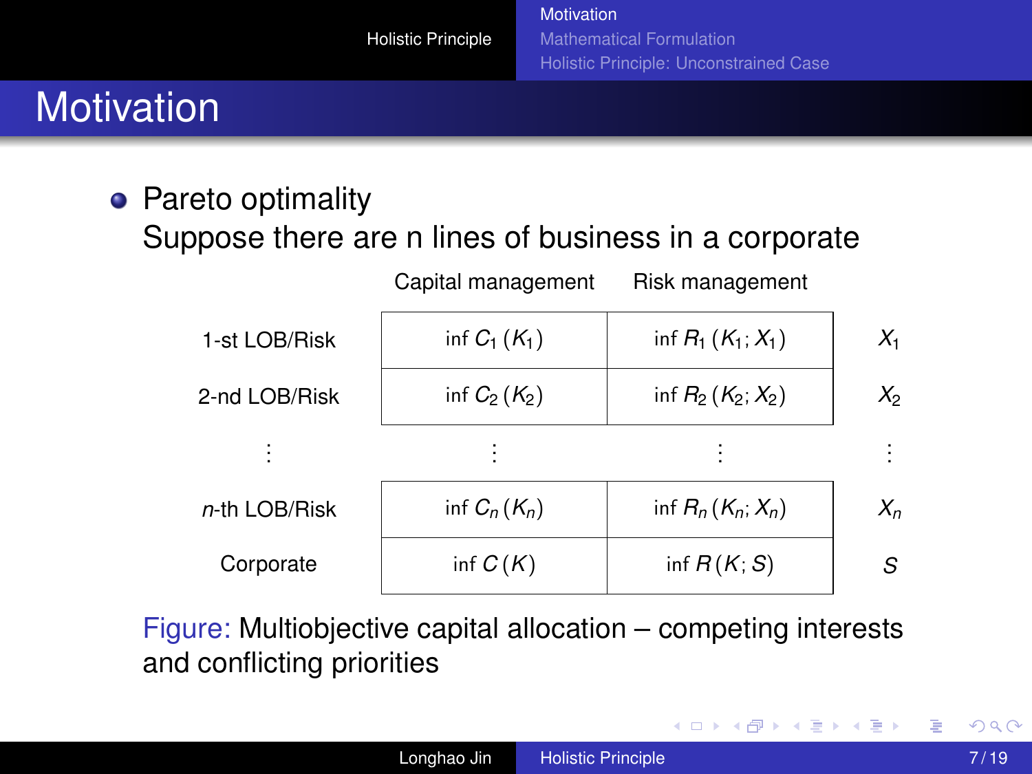# Motivation

- Pareto optimality

  Suppose there are n lines of business in a corporate

| | Capital management | Risk management | |
|---|---|---|---|
| 1-st LOB/Risk | $\inf C_1(K_1)$ | $\inf R_1(K_1; X_1)$ | $X_1$ |
| 2-nd LOB/Risk | $\inf C_2(K_2)$ | $\inf R_2(K_2; X_2)$ | $X_2$ |
| $\vdots$ | $\vdots$ | $\vdots$ | $\vdots$ |
| $n$-th LOB/Risk | $\inf C_n(K_n)$ | $\inf R_n(K_n; X_n)$ | $X_n$ |
| Corporate | $\inf C(K)$ | $\inf R(K; S)$ | $S$ |

Figure: Multiobjective capital allocation – competing interests and conflicting priorities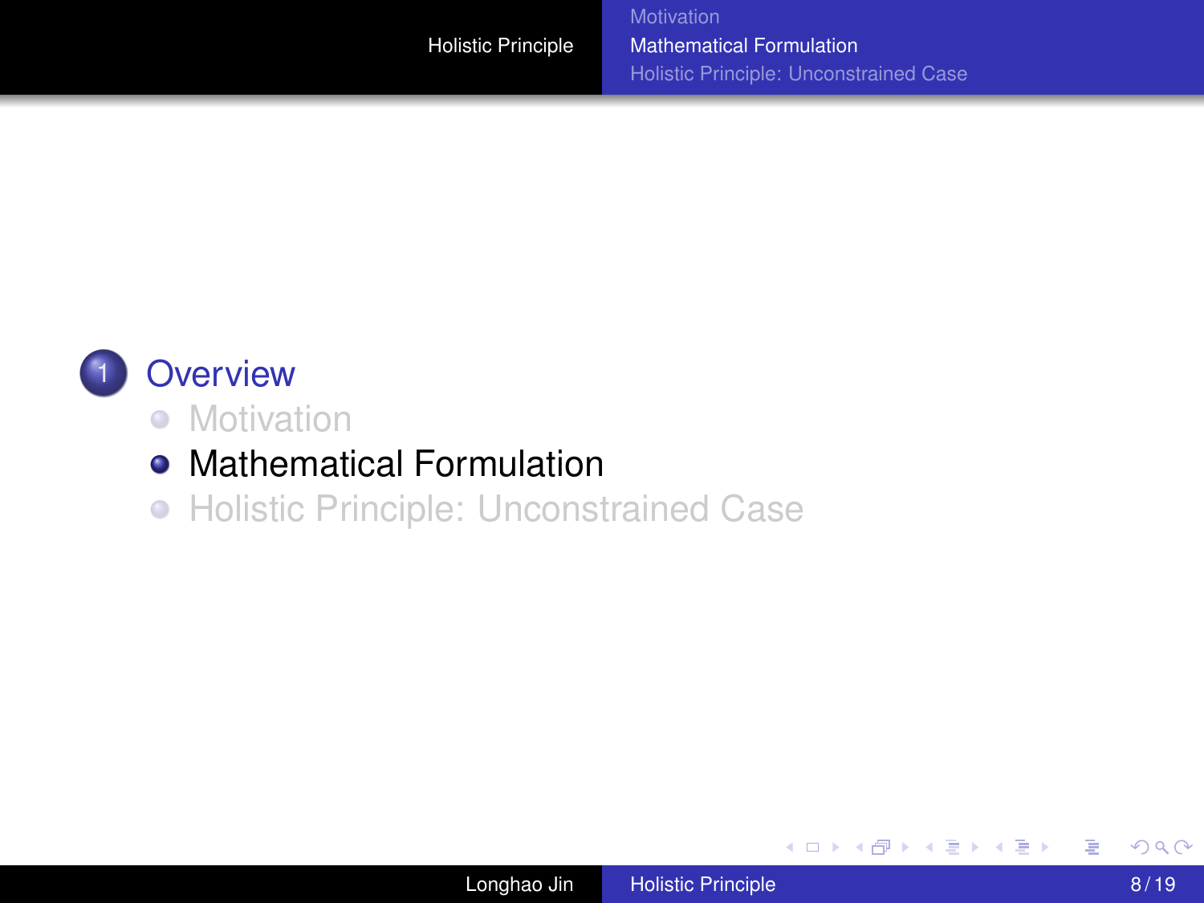## 1 Overview

- Motivation
- Mathematical Formulation
- Holistic Principle: Unconstrained Case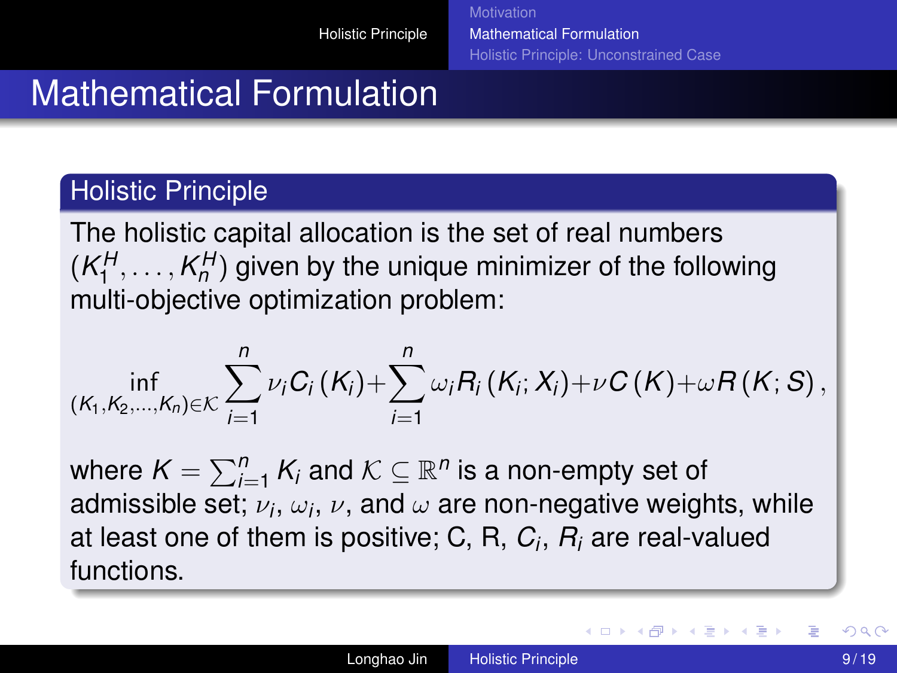# Mathematical Formulation

## Holistic Principle

The holistic capital allocation is the set of real numbers $(K_1^H, \ldots, K_n^H)$ given by the unique minimizer of the following multi-objective optimization problem:

$$\inf_{(K_1, K_2, \ldots, K_n) \in \mathcal{K}} \sum_{i=1}^{n} \nu_i C_i(K_i) + \sum_{i=1}^{n} \omega_i R_i(K_i; X_i) + \nu C(K) + \omega R(K; S),$$

where $K = \sum_{i=1}^{n} K_i$ and $\mathcal{K} \subseteq \mathbb{R}^n$ is a non-empty set of admissible set; $\nu_i$, $\omega_i$, $\nu$, and $\omega$ are non-negative weights, while at least one of them is positive; C, R, $C_i$, $R_i$ are real-valued functions.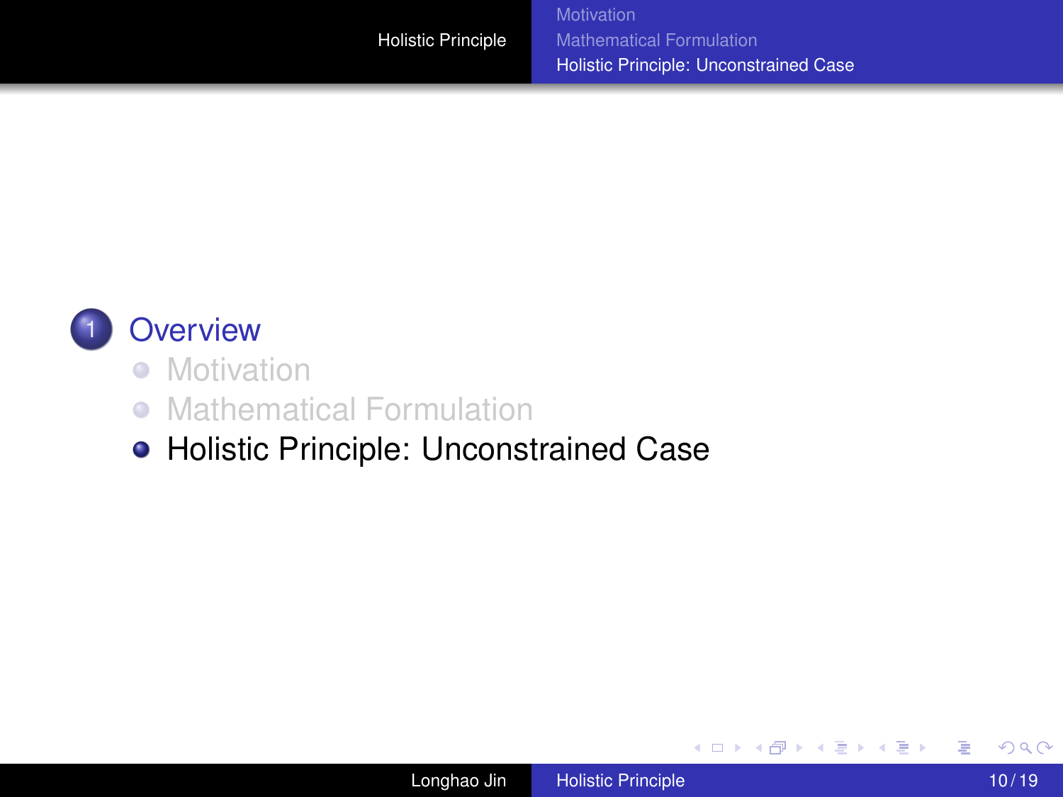1 Overview

- Motivation
- Mathematical Formulation
- Holistic Principle: Unconstrained Case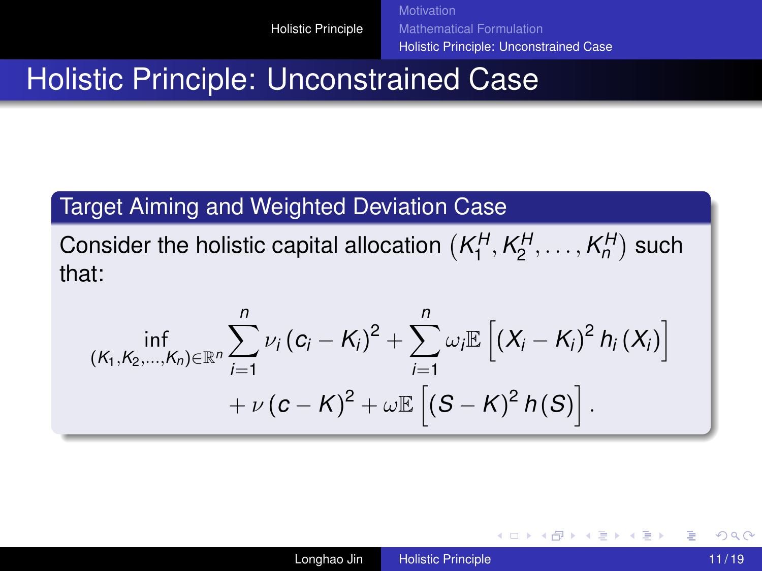# Holistic Principle: Unconstrained Case

## Target Aiming and Weighted Deviation Case

Consider the holistic capital allocation $\left(K_1^H, K_2^H, \ldots, K_n^H\right)$ such that:

$$
\inf_{(K_1,K_2,\ldots,K_n)\in\mathbb{R}^n} \sum_{i=1}^{n} \nu_i \left(c_i - K_i\right)^2 + \sum_{i=1}^{n} \omega_i \mathbb{E}\left[\left(X_i - K_i\right)^2 h_i\left(X_i\right)\right]
$$

$$
+ \nu \left(c - K\right)^2 + \omega \mathbb{E}\left[\left(S - K\right)^2 h\left(S\right)\right].
$$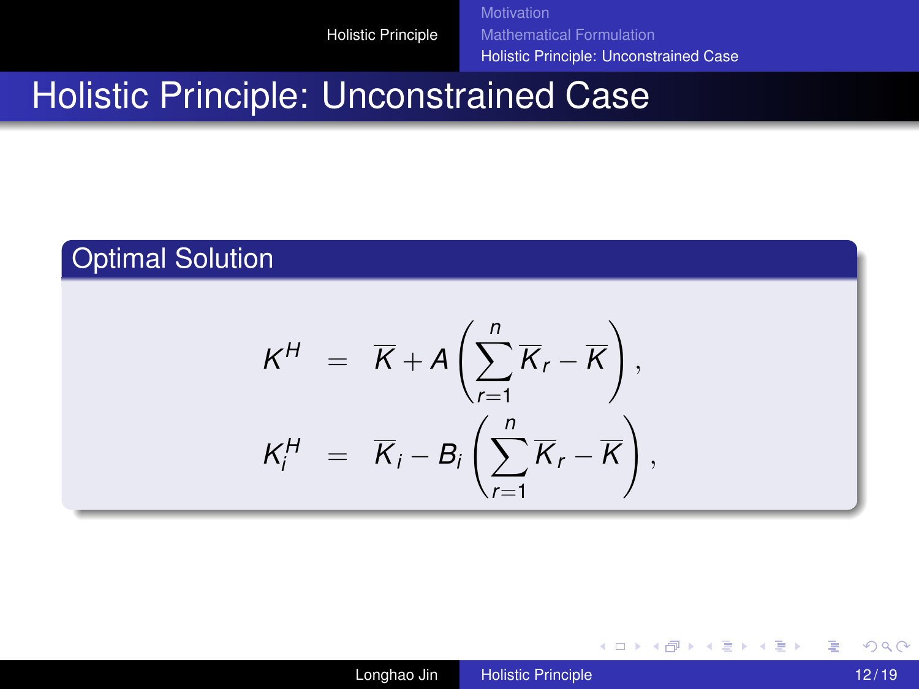# Holistic Principle: Unconstrained Case

## Optimal Solution

$$
\begin{aligned}
K^H &= \overline{K} + A\left(\sum_{r=1}^{n} \overline{K}_r - \overline{K}\right), \\
K_i^H &= \overline{K}_i - B_i\left(\sum_{r=1}^{n} \overline{K}_r - \overline{K}\right),
\end{aligned}
$$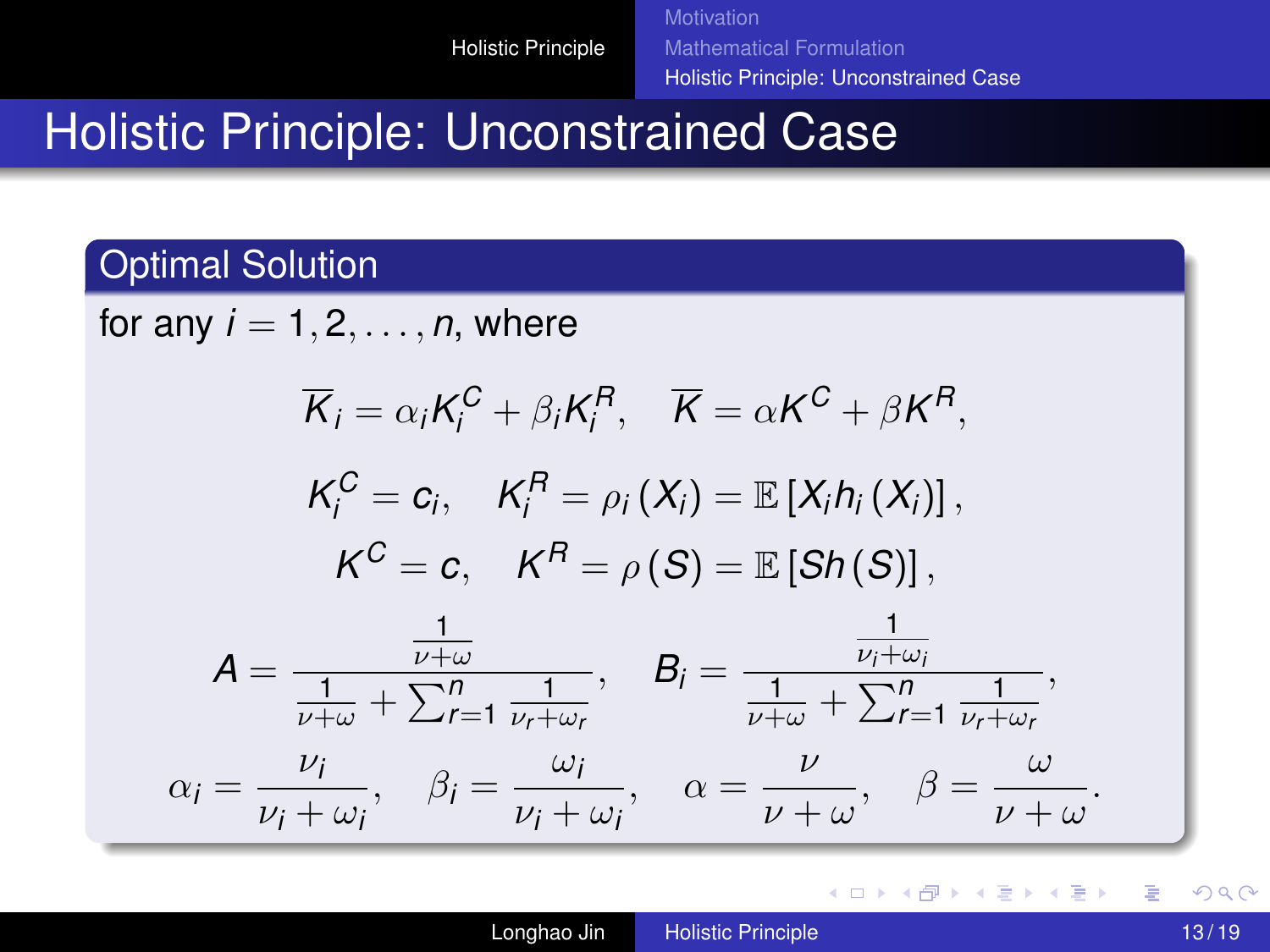# Holistic Principle: Unconstrained Case

## Optimal Solution

for any $i = 1, 2, \ldots, n$, where

$$\overline{K}_i = \alpha_i K_i^C + \beta_i K_i^R, \quad \overline{K} = \alpha K^C + \beta K^R,$$

$$K_i^C = c_i, \quad K_i^R = \rho_i(X_i) = \mathbb{E}[X_i h_i(X_i)],$$

$$K^C = c, \quad K^R = \rho(S) = \mathbb{E}[S h(S)],$$

$$A = \frac{\frac{1}{\nu+\omega}}{\frac{1}{\nu+\omega} + \sum_{r=1}^{n} \frac{1}{\nu_r+\omega_r}}, \quad B_i = \frac{\frac{1}{\nu_i+\omega_i}}{\frac{1}{\nu+\omega} + \sum_{r=1}^{n} \frac{1}{\nu_r+\omega_r}},$$

$$\alpha_i = \frac{\nu_i}{\nu_i + \omega_i}, \quad \beta_i = \frac{\omega_i}{\nu_i + \omega_i}, \quad \alpha = \frac{\nu}{\nu + \omega}, \quad \beta = \frac{\omega}{\nu + \omega}.$$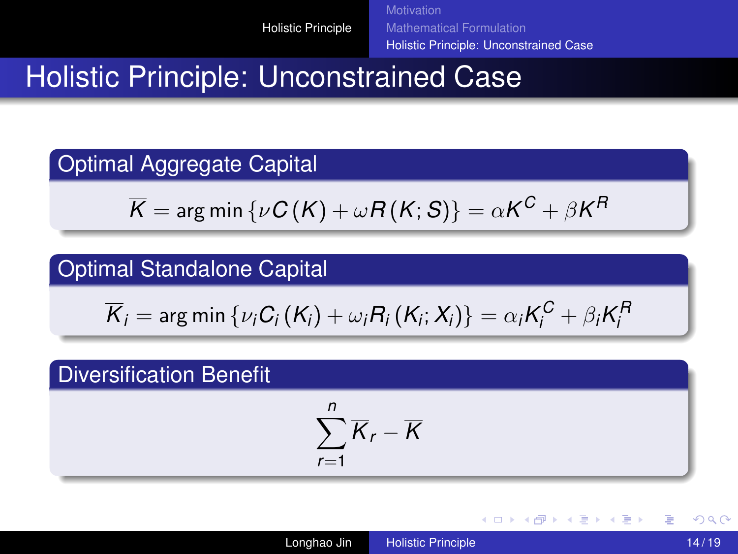# Holistic Principle: Unconstrained Case

## Optimal Aggregate Capital

$$\overline{K} = \arg\min \{\nu C(K) + \omega R(K; S)\} = \alpha K^C + \beta K^R$$

## Optimal Standalone Capital

$$\overline{K}_i = \arg\min \{\nu_i C_i(K_i) + \omega_i R_i(K_i; X_i)\} = \alpha_i K_i^C + \beta_i K_i^R$$

## Diversification Benefit

$$\sum_{r=1}^{n} \overline{K}_r - \overline{K}$$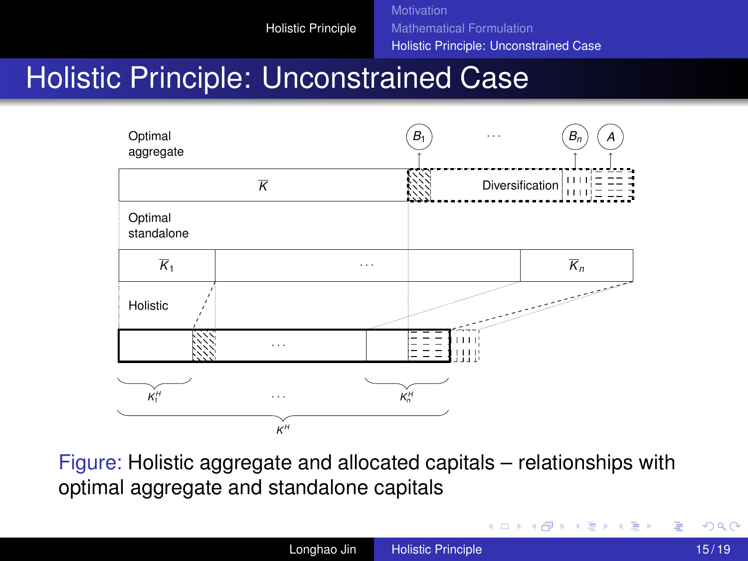# Holistic Principle: Unconstrained Case

Optimal aggregate

$\overline{K}$ | Diversification | $B_1$ ... $B_n$ | $A$

Optimal standalone

$\overline{K}_1$ | ... | $\overline{K}_n$

Holistic

$K_1^H$ ... $K_n^H$

$K^H$

Figure: Holistic aggregate and allocated capitals – relationships with optimal aggregate and standalone capitals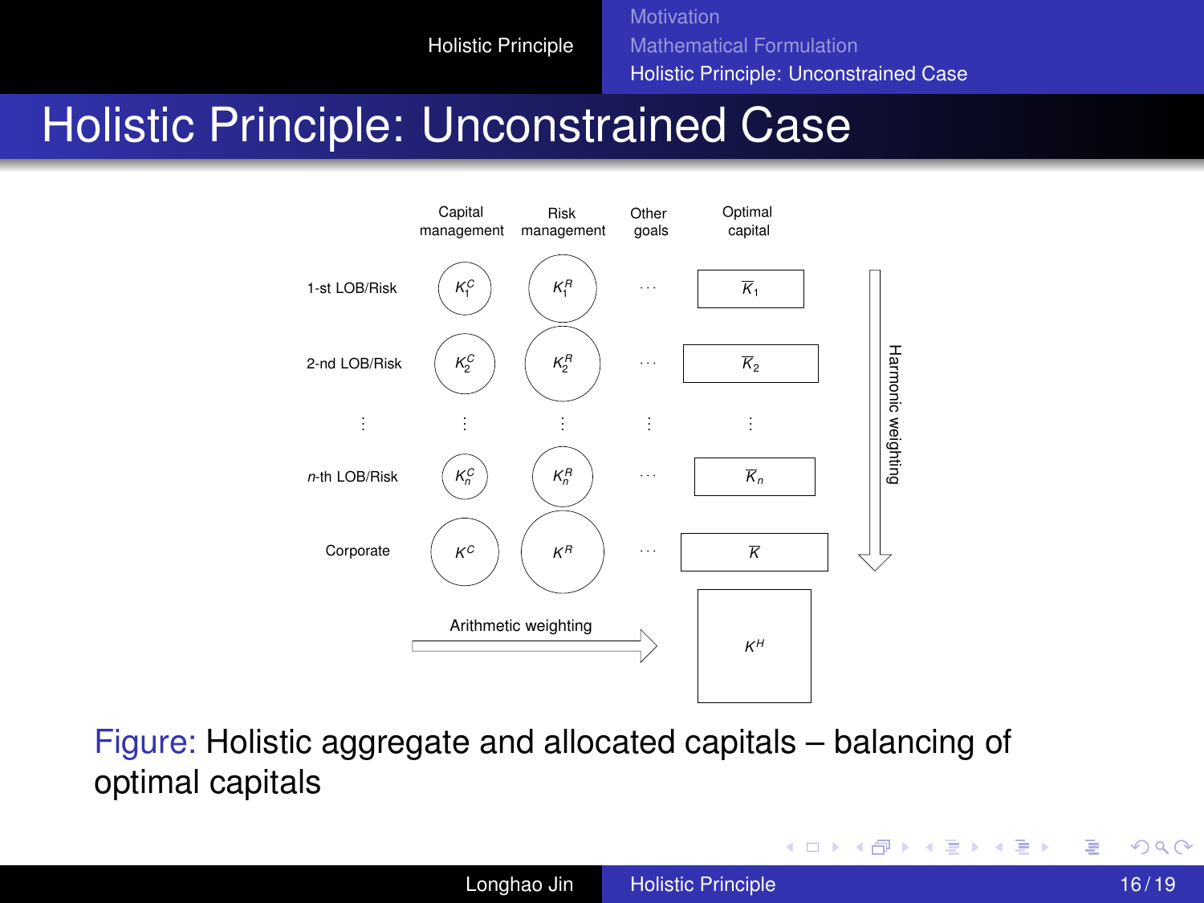# Holistic Principle: Unconstrained Case

| | Capital management | Risk management | Other goals | Optimal capital |
|---|---|---|---|---|
| 1-st LOB/Risk | $K_1^C$ | $K_1^R$ | $\cdots$ | $\overline{K}_1$ |
| 2-nd LOB/Risk | $K_2^C$ | $K_2^R$ | $\cdots$ | $\overline{K}_2$ |
| $\vdots$ | $\vdots$ | $\vdots$ | $\vdots$ | $\vdots$ |
| $n$-th LOB/Risk | $K_n^C$ | $K_n^R$ | $\cdots$ | $\overline{K}_n$ |
| Corporate | $K^C$ | $K^R$ | $\cdots$ | $\overline{K}$ |

Harmonic weighting (downward, over optimal capitals)

Arithmetic weighting (rightward) → $K^H$

Figure: Holistic aggregate and allocated capitals – balancing of optimal capitals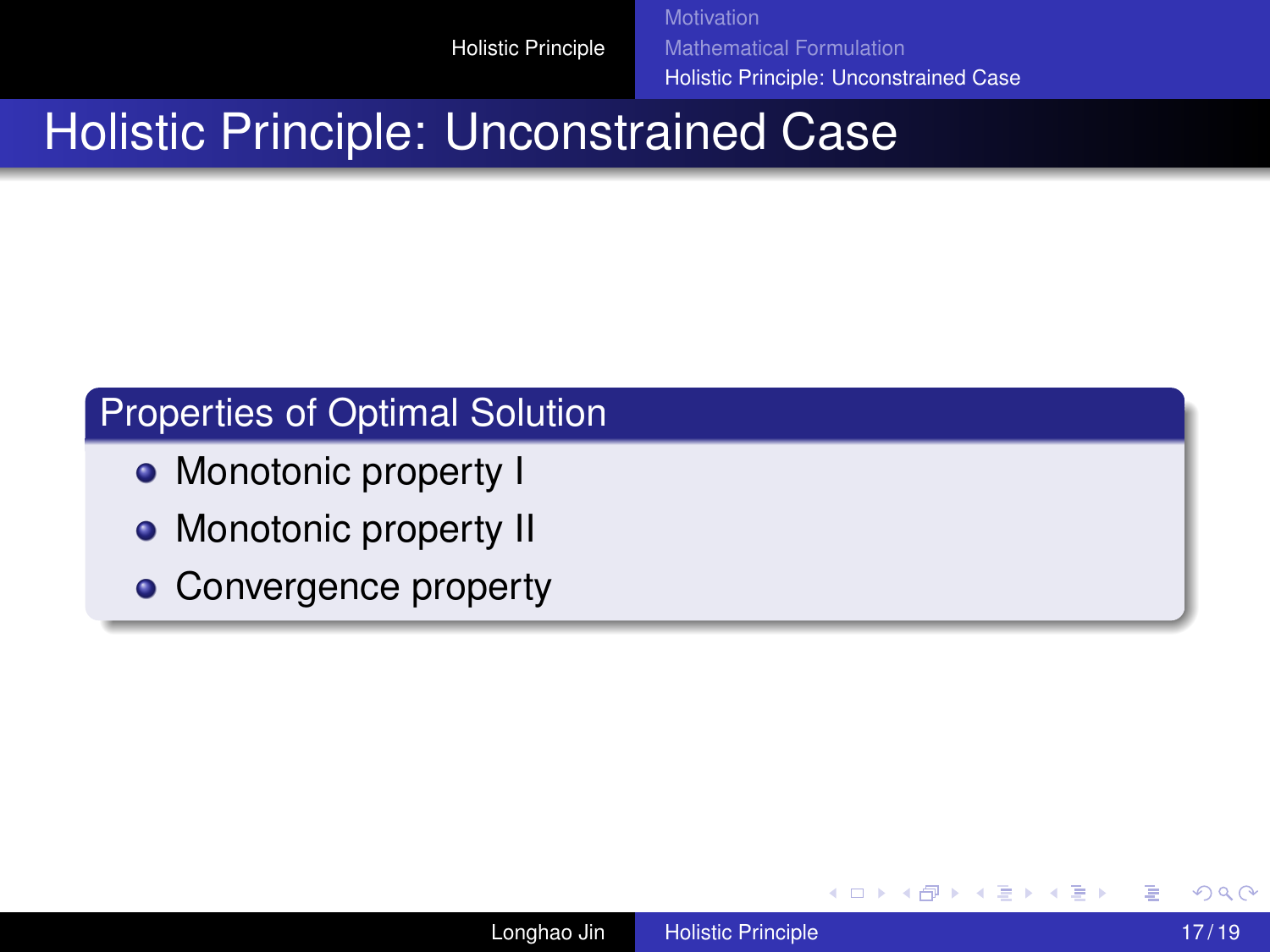# Holistic Principle: Unconstrained Case

## Properties of Optimal Solution

- Monotonic property I
- Monotonic property II
- Convergence property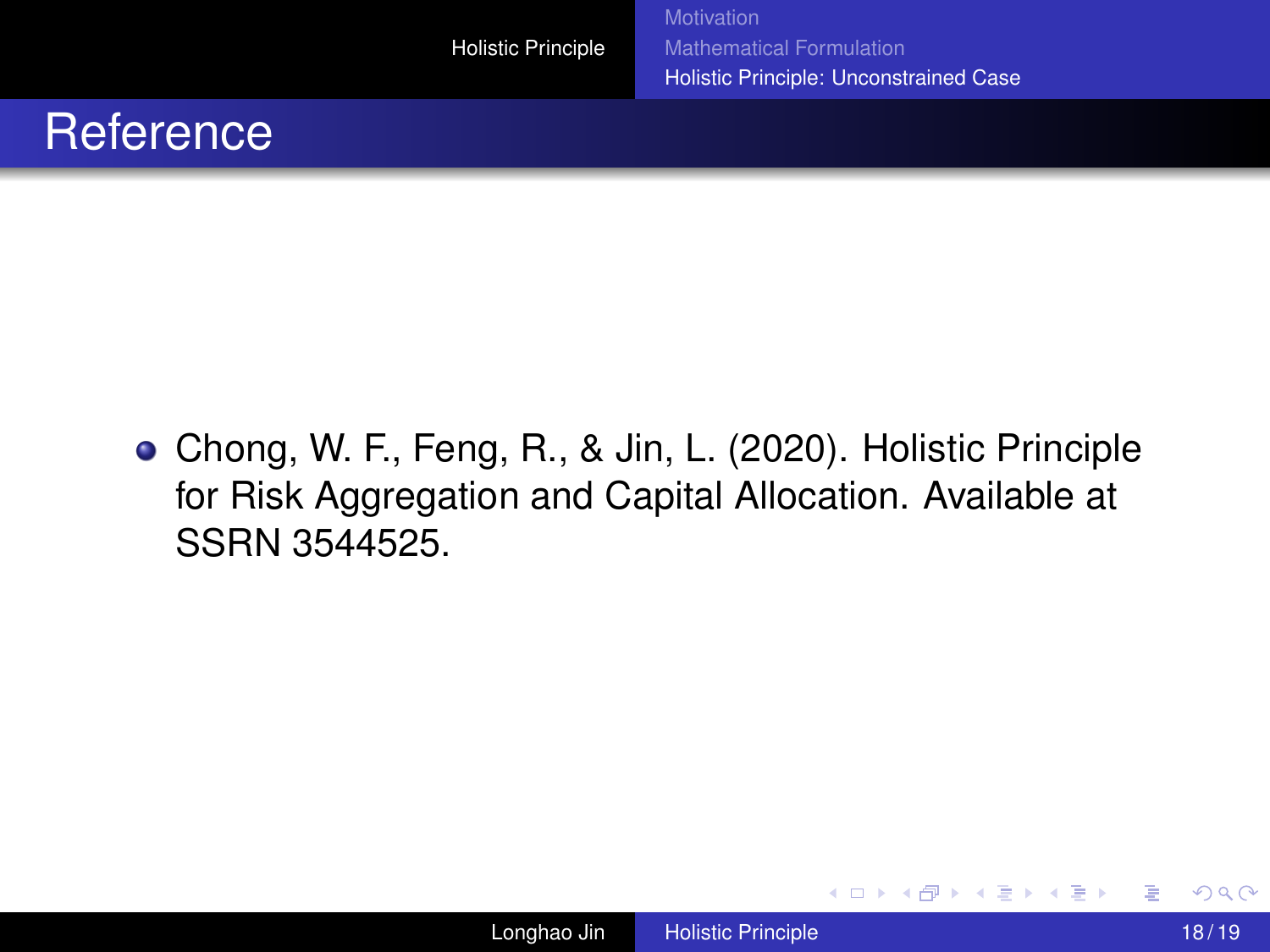# Reference

- Chong, W. F., Feng, R., & Jin, L. (2020). Holistic Principle for Risk Aggregation and Capital Allocation. Available at SSRN 3544525.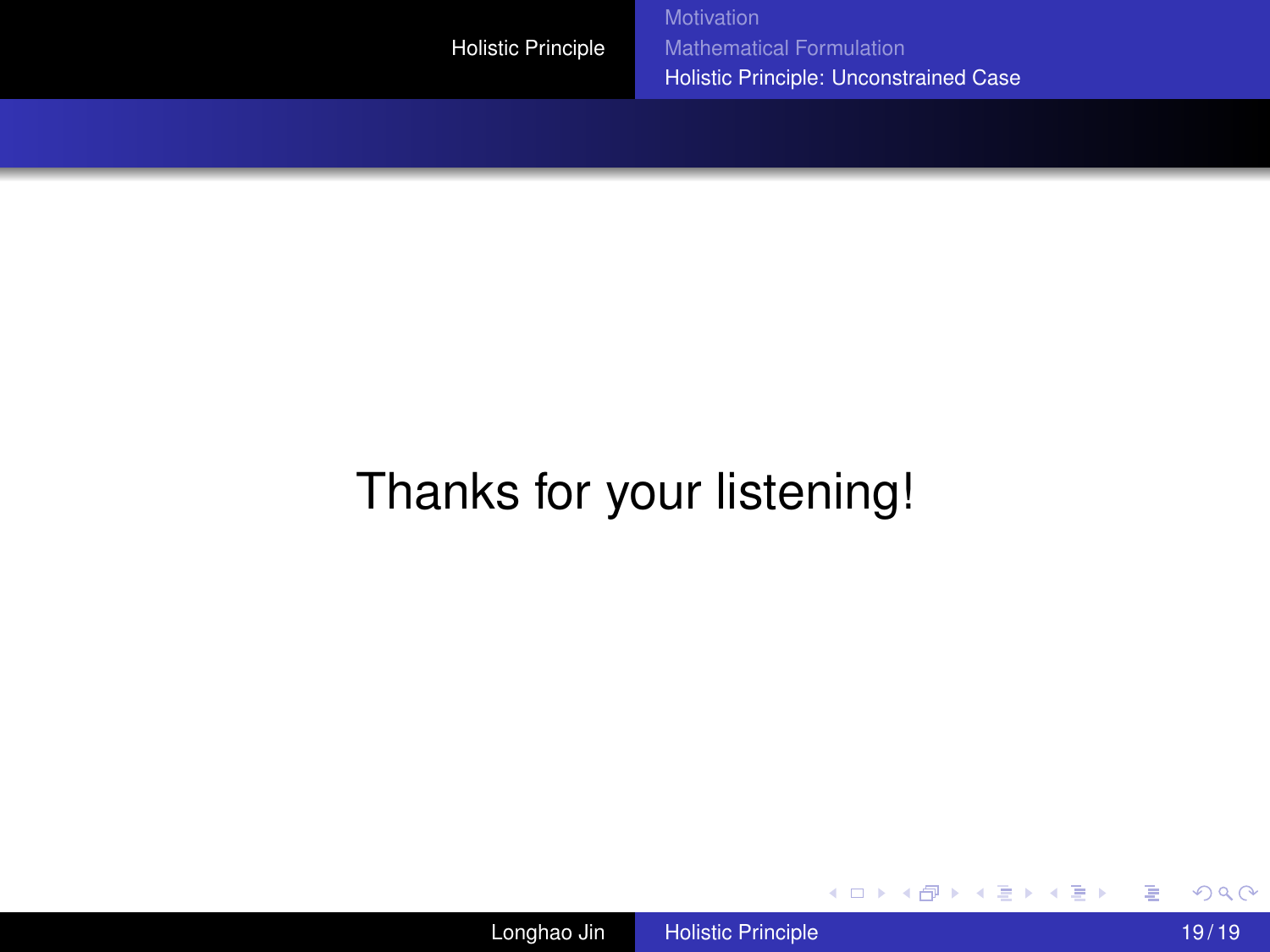Thanks for your listening!